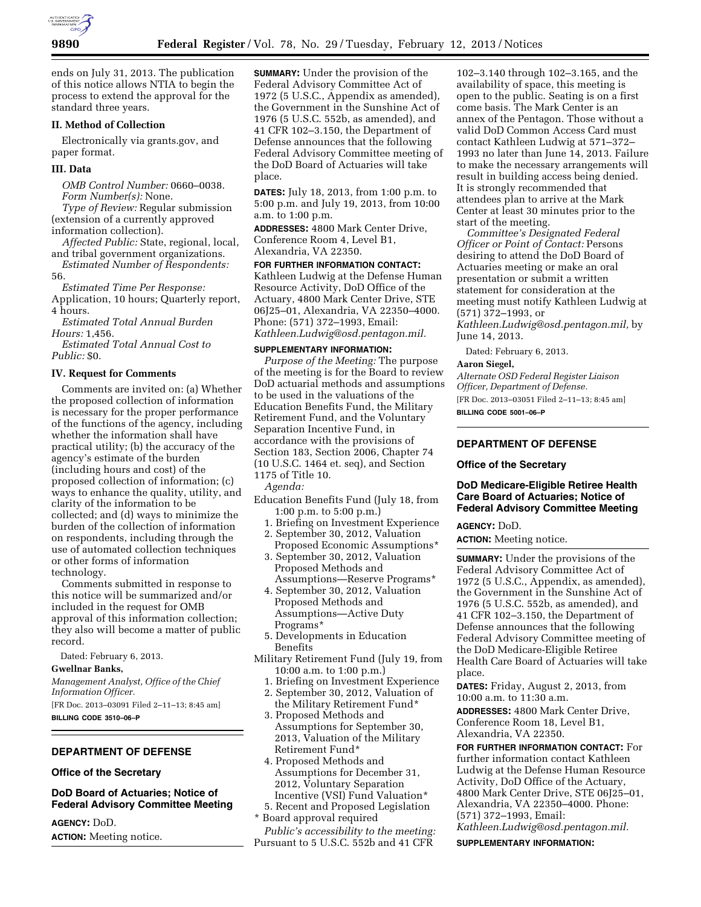ends on July 31, 2013. The publication of this notice allows NTIA to begin the process to extend the approval for the standard three years.

### II. Method of Collection

Electronically via grants.gov, and paper format.

### III. Data

*OMB Control Number:* 0660–0038.

*Form Number(s):* None.

*Type of Review:* Regular submission (extension of a currently approved information collection).

*Affected Public:* State, regional, local, and tribal government organizations.

*Estimated Number of Respondents:* 56.

*Estimated Time Per Response:* Application, 10 hours; Quarterly report, 4 hours.

*Estimated Total Annual Burden Hours:* 1,456.

*Estimated Total Annual Cost to Public:* $0.

### IV. Request for Comments

Comments are invited on: (a) Whether the proposed collection of information is necessary for the proper performance of the functions of the agency, including whether the information shall have practical utility; (b) the accuracy of the agency's estimate of the burden (including hours and cost) of the proposed collection of information; (c) ways to enhance the quality, utility, and clarity of the information to be collected; and (d) ways to minimize the burden of the collection of information on respondents, including through the use of automated collection techniques or other forms of information technology.

Comments submitted in response to this notice will be summarized and/or included in the request for OMB approval of this information collection; they also will become a matter of public record.

Dated: February 6, 2013.

**Gwellnar Banks,**

*Management Analyst, Office of the Chief Information Officer.*

[FR Doc. 2013–03091 Filed 2–11–13; 8:45 am]

**BILLING CODE 3510–06–P**

---

## DEPARTMENT OF DEFENSE

### Office of the Secretary

### DoD Board of Actuaries; Notice of Federal Advisory Committee Meeting

**AGENCY:** DoD.

**ACTION:** Meeting notice.

**SUMMARY:** Under the provision of the Federal Advisory Committee Act of 1972 (5 U.S.C., Appendix as amended), the Government in the Sunshine Act of 1976 (5 U.S.C. 552b, as amended), and 41 CFR 102–3.150, the Department of Defense announces that the following Federal Advisory Committee meeting of the DoD Board of Actuaries will take place.

**DATES:** July 18, 2013, from 1:00 p.m. to 5:00 p.m. and July 19, 2013, from 10:00 a.m. to 1:00 p.m.

**ADDRESSES:** 4800 Mark Center Drive, Conference Room 4, Level B1, Alexandria, VA 22350.

**FOR FURTHER INFORMATION CONTACT:** Kathleen Ludwig at the Defense Human Resource Activity, DoD Office of the Actuary, 4800 Mark Center Drive, STE 06J25–01, Alexandria, VA 22350–4000. Phone: (571) 372–1993, Email: *Kathleen.Ludwig@osd.pentagon.mil.*

**SUPPLEMENTARY INFORMATION:**

*Purpose of the Meeting:* The purpose of the meeting is for the Board to review DoD actuarial methods and assumptions to be used in the valuations of the Education Benefits Fund, the Military Retirement Fund, and the Voluntary Separation Incentive Fund, in accordance with the provisions of Section 183, Section 2006, Chapter 74 (10 U.S.C. 1464 et. seq), and Section 1175 of Title 10.

*Agenda:*

Education Benefits Fund (July 18, from 1:00 p.m. to 5:00 p.m.)

1. Briefing on Investment Experience
2. September 30, 2012, Valuation Proposed Economic Assumptions*
3. September 30, 2012, Valuation Proposed Methods and Assumptions—Reserve Programs*
4. September 30, 2012, Valuation Proposed Methods and Assumptions—Active Duty Programs*
5. Developments in Education Benefits

Military Retirement Fund (July 19, from 10:00 a.m. to 1:00 p.m.)

1. Briefing on Investment Experience
2. September 30, 2012, Valuation of the Military Retirement Fund*
3. Proposed Methods and Assumptions for September 30, 2013, Valuation of the Military Retirement Fund*
4. Proposed Methods and Assumptions for December 31, 2012, Voluntary Separation Incentive (VSI) Fund Valuation*
5. Recent and Proposed Legislation

* Board approval required

*Public's accessibility to the meeting:* Pursuant to 5 U.S.C. 552b and 41 CFR 102–3.140 through 102–3.165, and the availability of space, this meeting is open to the public. Seating is on a first come basis. The Mark Center is an annex of the Pentagon. Those without a valid DoD Common Access Card must contact Kathleen Ludwig at 571–372–1993 no later than June 14, 2013. Failure to make the necessary arrangements will result in building access being denied. It is strongly recommended that attendees plan to arrive at the Mark Center at least 30 minutes prior to the start of the meeting.

*Committee's Designated Federal Officer or Point of Contact:* Persons desiring to attend the DoD Board of Actuaries meeting or make an oral presentation or submit a written statement for consideration at the meeting must notify Kathleen Ludwig at (571) 372–1993, or *Kathleen.Ludwig@osd.pentagon.mil,* by June 14, 2013.

Dated: February 6, 2013.

**Aaron Siegel,**

*Alternate OSD Federal Register Liaison Officer, Department of Defense.*

[FR Doc. 2013–03051 Filed 2–11–13; 8:45 am]

**BILLING CODE 5001–06–P**

---

## DEPARTMENT OF DEFENSE

### Office of the Secretary

### DoD Medicare-Eligible Retiree Health Care Board of Actuaries; Notice of Federal Advisory Committee Meeting

**AGENCY:** DoD.

**ACTION:** Meeting notice.

**SUMMARY:** Under the provisions of the Federal Advisory Committee Act of 1972 (5 U.S.C., Appendix, as amended), the Government in the Sunshine Act of 1976 (5 U.S.C. 552b, as amended), and 41 CFR 102–3.150, the Department of Defense announces that the following Federal Advisory Committee meeting of the DoD Medicare-Eligible Retiree Health Care Board of Actuaries will take place.

**DATES:** Friday, August 2, 2013, from 10:00 a.m. to 11:30 a.m.

**ADDRESSES:** 4800 Mark Center Drive, Conference Room 18, Level B1, Alexandria, VA 22350.

**FOR FURTHER INFORMATION CONTACT:** For further information contact Kathleen Ludwig at the Defense Human Resource Activity, DoD Office of the Actuary, 4800 Mark Center Drive, STE 06J25–01, Alexandria, VA 22350–4000. Phone: (571) 372–1993, Email: *Kathleen.Ludwig@osd.pentagon.mil.*

**SUPPLEMENTARY INFORMATION:**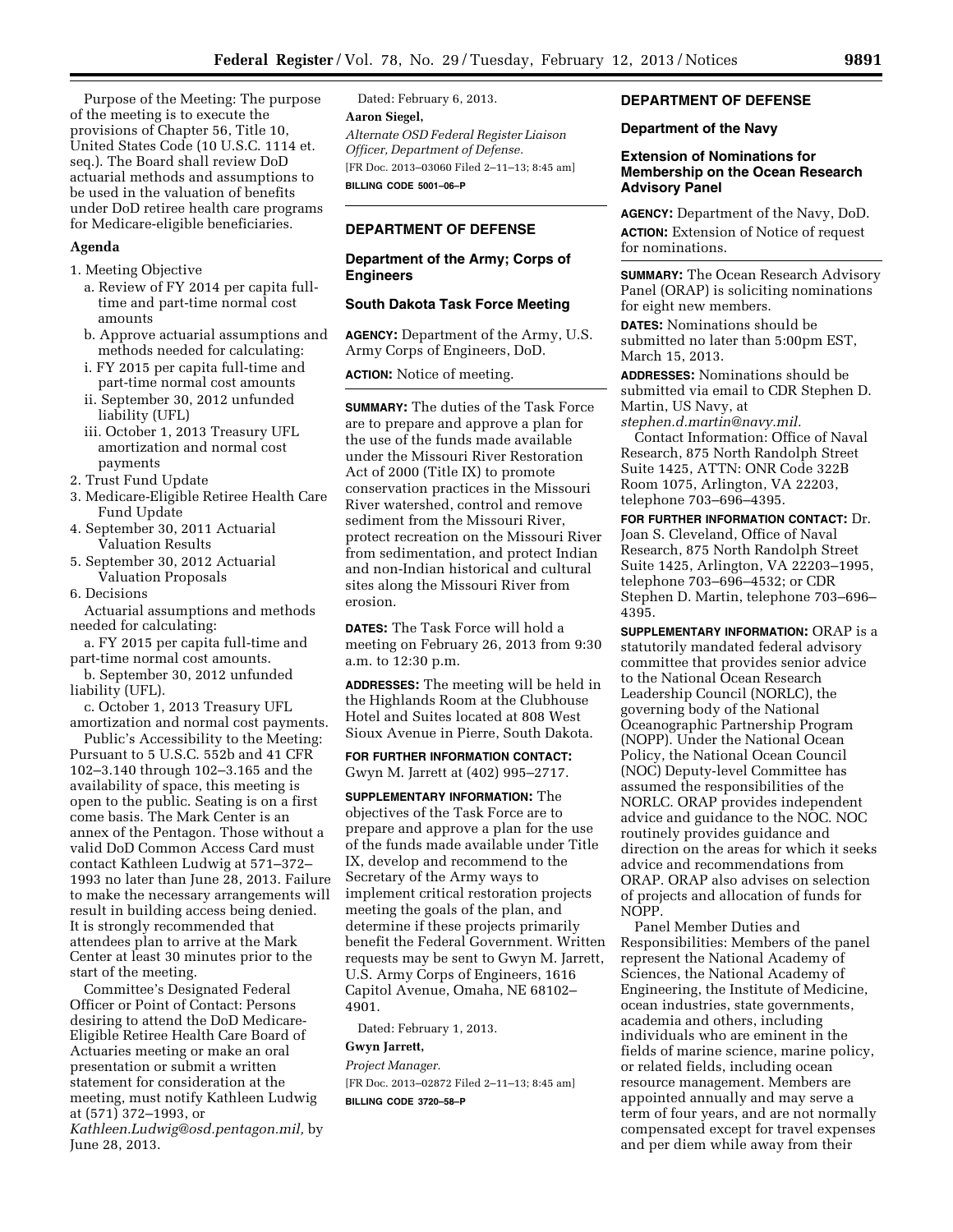Purpose of the Meeting: The purpose of the meeting is to execute the provisions of Chapter 56, Title 10, United States Code (10 U.S.C. 1114 et. seq.). The Board shall review DoD actuarial methods and assumptions to be used in the valuation of benefits under DoD retiree health care programs for Medicare-eligible beneficiaries.

### Agenda

1. Meeting Objective
   a. Review of FY 2014 per capita full-time and part-time normal cost amounts
   b. Approve actuarial assumptions and methods needed for calculating:
   i. FY 2015 per capita full-time and part-time normal cost amounts
   ii. September 30, 2012 unfunded liability (UFL)
   iii. October 1, 2013 Treasury UFL amortization and normal cost payments
2. Trust Fund Update
3. Medicare-Eligible Retiree Health Care Fund Update
4. September 30, 2011 Actuarial Valuation Results
5. September 30, 2012 Actuarial Valuation Proposals
6. Decisions

Actuarial assumptions and methods needed for calculating:

a. FY 2015 per capita full-time and part-time normal cost amounts.

b. September 30, 2012 unfunded liability (UFL).

c. October 1, 2013 Treasury UFL amortization and normal cost payments.

Public's Accessibility to the Meeting: Pursuant to 5 U.S.C. 552b and 41 CFR 102–3.140 through 102–3.165 and the availability of space, this meeting is open to the public. Seating is on a first come basis. The Mark Center is an annex of the Pentagon. Those without a valid DoD Common Access Card must contact Kathleen Ludwig at 571–372–1993 no later than June 28, 2013. Failure to make the necessary arrangements will result in building access being denied. It is strongly recommended that attendees plan to arrive at the Mark Center at least 30 minutes prior to the start of the meeting.

Committee's Designated Federal Officer or Point of Contact: Persons desiring to attend the DoD Medicare-Eligible Retiree Health Care Board of Actuaries meeting or make an oral presentation or submit a written statement for consideration at the meeting, must notify Kathleen Ludwig at (571) 372–1993, or *Kathleen.Ludwig@osd.pentagon.mil,* by June 28, 2013.

Dated: February 6, 2013.

**Aaron Siegel,**

*Alternate OSD Federal Register Liaison Officer, Department of Defense.*

[FR Doc. 2013–03060 Filed 2–11–13; 8:45 am]

**BILLING CODE 5001–06–P**

## DEPARTMENT OF DEFENSE

### Department of the Army; Corps of Engineers

### South Dakota Task Force Meeting

**AGENCY:** Department of the Army, U.S. Army Corps of Engineers, DoD.

**ACTION:** Notice of meeting.

**SUMMARY:** The duties of the Task Force are to prepare and approve a plan for the use of the funds made available under the Missouri River Restoration Act of 2000 (Title IX) to promote conservation practices in the Missouri River watershed, control and remove sediment from the Missouri River, protect recreation on the Missouri River from sedimentation, and protect Indian and non-Indian historical and cultural sites along the Missouri River from erosion.

**DATES:** The Task Force will hold a meeting on February 26, 2013 from 9:30 a.m. to 12:30 p.m.

**ADDRESSES:** The meeting will be held in the Highlands Room at the Clubhouse Hotel and Suites located at 808 West Sioux Avenue in Pierre, South Dakota.

**FOR FURTHER INFORMATION CONTACT:** Gwyn M. Jarrett at (402) 995–2717.

**SUPPLEMENTARY INFORMATION:** The objectives of the Task Force are to prepare and approve a plan for the use of the funds made available under Title IX, develop and recommend to the Secretary of the Army ways to implement critical restoration projects meeting the goals of the plan, and determine if these projects primarily benefit the Federal Government. Written requests may be sent to Gwyn M. Jarrett, U.S. Army Corps of Engineers, 1616 Capitol Avenue, Omaha, NE 68102–4901.

Dated: February 1, 2013.

**Gwyn Jarrett,**

*Project Manager.*

[FR Doc. 2013–02872 Filed 2–11–13; 8:45 am]

**BILLING CODE 3720–58–P**

## DEPARTMENT OF DEFENSE

### Department of the Navy

### Extension of Nominations for Membership on the Ocean Research Advisory Panel

**AGENCY:** Department of the Navy, DoD.

**ACTION:** Extension of Notice of request for nominations.

**SUMMARY:** The Ocean Research Advisory Panel (ORAP) is soliciting nominations for eight new members.

**DATES:** Nominations should be submitted no later than 5:00pm EST, March 15, 2013.

**ADDRESSES:** Nominations should be submitted via email to CDR Stephen D. Martin, US Navy, at *stephen.d.martin@navy.mil.*

Contact Information: Office of Naval Research, 875 North Randolph Street Suite 1425, ATTN: ONR Code 322B Room 1075, Arlington, VA 22203, telephone 703–696–4395.

**FOR FURTHER INFORMATION CONTACT:** Dr. Joan S. Cleveland, Office of Naval Research, 875 North Randolph Street Suite 1425, Arlington, VA 22203–1995, telephone 703–696–4532; or CDR Stephen D. Martin, telephone 703–696–4395.

**SUPPLEMENTARY INFORMATION:** ORAP is a statutorily mandated federal advisory committee that provides senior advice to the National Ocean Research Leadership Council (NORLC), the governing body of the National Oceanographic Partnership Program (NOPP). Under the National Ocean Policy, the National Ocean Council (NOC) Deputy-level Committee has assumed the responsibilities of the NORLC. ORAP provides independent advice and guidance to the NOC. NOC routinely provides guidance and direction on the areas for which it seeks advice and recommendations from ORAP. ORAP also advises on selection of projects and allocation of funds for NOPP.

Panel Member Duties and Responsibilities: Members of the panel represent the National Academy of Sciences, the National Academy of Engineering, the Institute of Medicine, ocean industries, state governments, academia and others, including individuals who are eminent in the fields of marine science, marine policy, or related fields, including ocean resource management. Members are appointed annually and may serve a term of four years, and are not normally compensated except for travel expenses and per diem while away from their